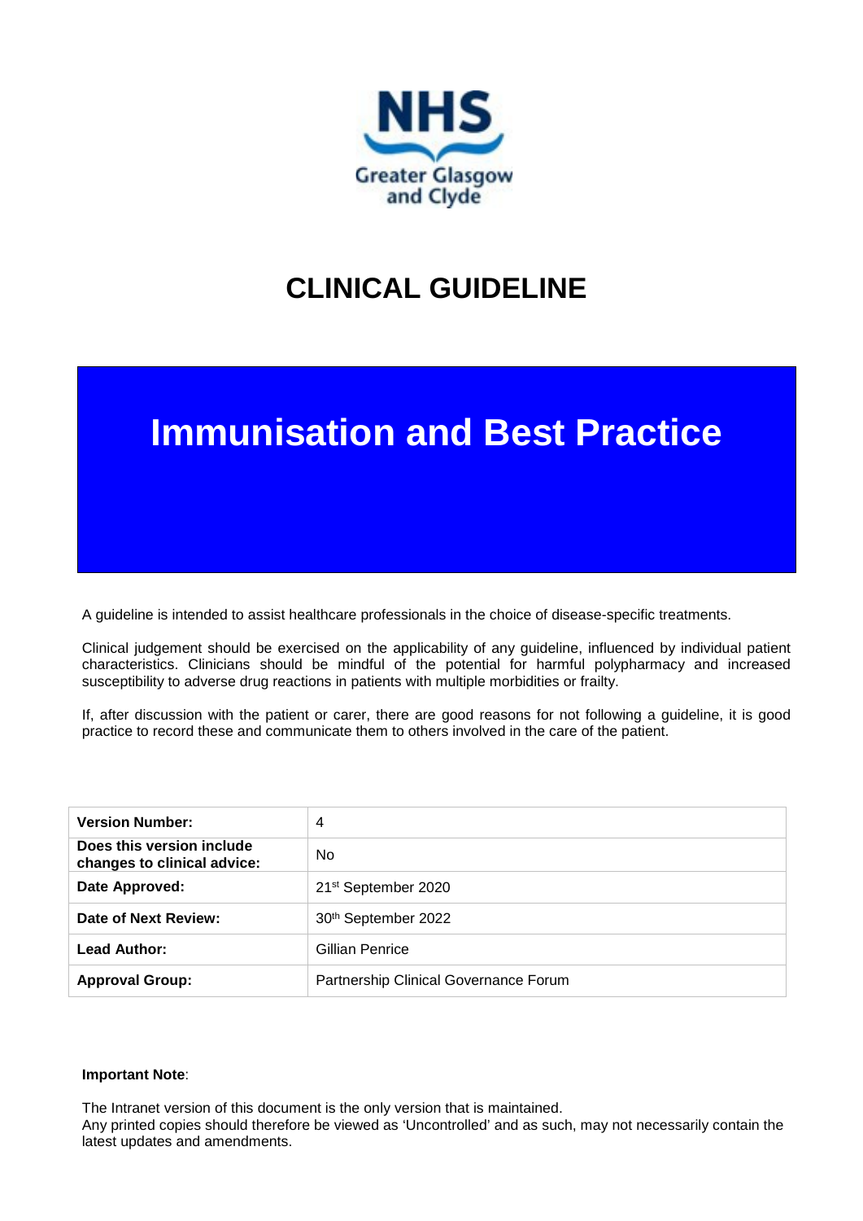NHS Greater Glasgow and Clyde

# CLINICAL GUIDELINE

# Immunisation and Best Practice

A guideline is intended to assist healthcare professionals in the choice of disease-specific treatments.

Clinical judgement should be exercised on the applicability of any guideline, influenced by individual patient characteristics. Clinicians should be mindful of the potential for harmful polypharmacy and increased susceptibility to adverse drug reactions in patients with multiple morbidities or frailty.

If, after discussion with the patient or carer, there are good reasons for not following a guideline, it is good practice to record these and communicate them to others involved in the care of the patient.

| | |
|---|---|
| **Version Number:** | 4 |
| **Does this version include changes to clinical advice:** | No |
| **Date Approved:** | 21st September 2020 |
| **Date of Next Review:** | 30th September 2022 |
| **Lead Author:** | Gillian Penrice |
| **Approval Group:** | Partnership Clinical Governance Forum |

**Important Note**:

The Intranet version of this document is the only version that is maintained.
Any printed copies should therefore be viewed as 'Uncontrolled' and as such, may not necessarily contain the latest updates and amendments.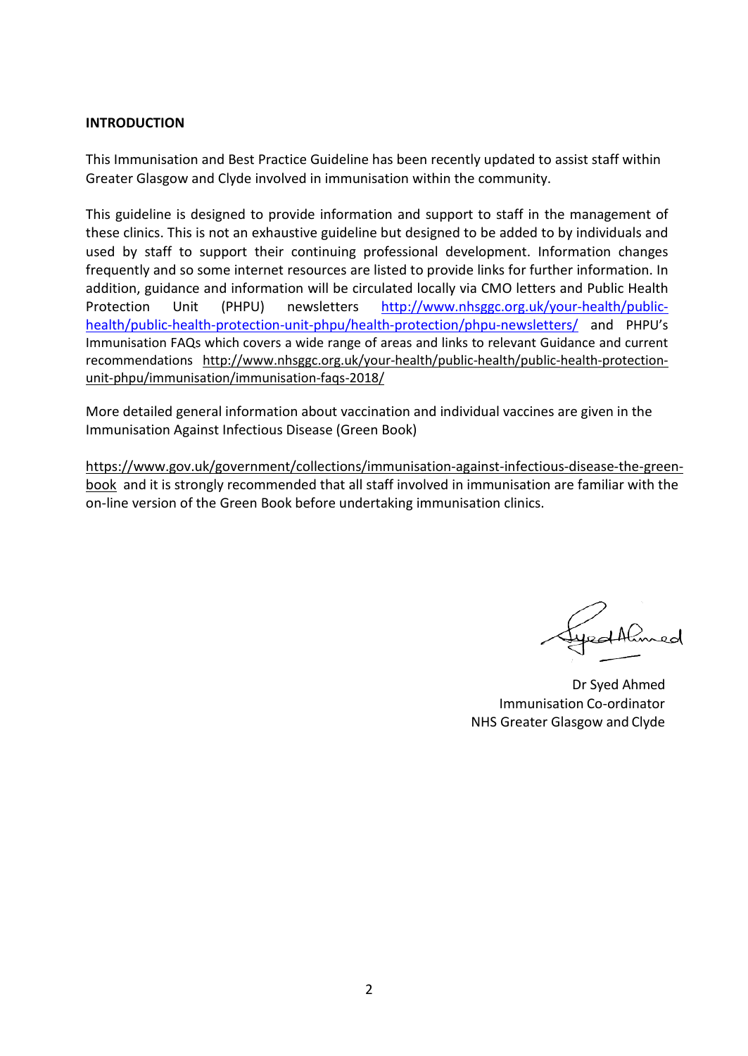**INTRODUCTION**

This Immunisation and Best Practice Guideline has been recently updated to assist staff within Greater Glasgow and Clyde involved in immunisation within the community.

This guideline is designed to provide information and support to staff in the management of these clinics. This is not an exhaustive guideline but designed to be added to by individuals and used by staff to support their continuing professional development. Information changes frequently and so some internet resources are listed to provide links for further information. In addition, guidance and information will be circulated locally via CMO letters and Public Health Protection Unit (PHPU) newsletters http://www.nhsggc.org.uk/your-health/public-health/public-health-protection-unit-phpu/health-protection/phpu-newsletters/ and PHPU's Immunisation FAQs which covers a wide range of areas and links to relevant Guidance and current recommendations http://www.nhsggc.org.uk/your-health/public-health/public-health-protection-unit-phpu/immunisation/immunisation-faqs-2018/

More detailed general information about vaccination and individual vaccines are given in the Immunisation Against Infectious Disease (Green Book)

https://www.gov.uk/government/collections/immunisation-against-infectious-disease-the-green-book and it is strongly recommended that all staff involved in immunisation are familiar with the on-line version of the Green Book before undertaking immunisation clinics.

Dr Syed Ahmed
Immunisation Co-ordinator
NHS Greater Glasgow and Clyde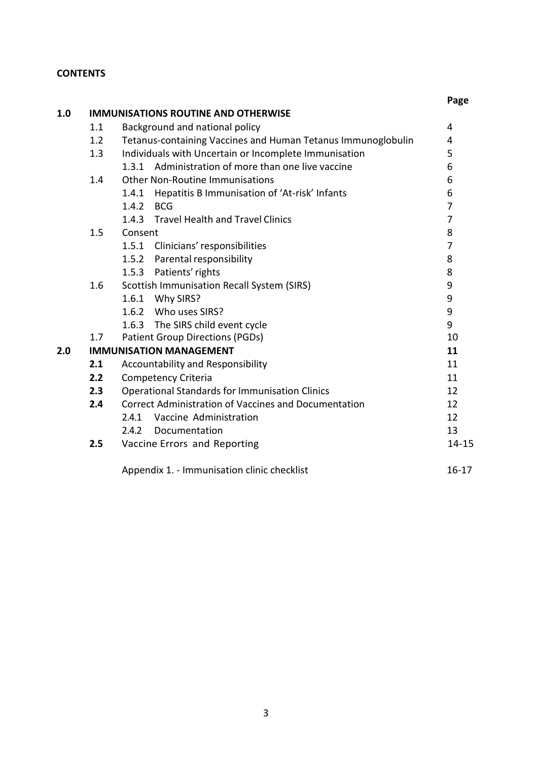**CONTENTS**

| | | | Page |
|---|---|---|---|
| **1.0** | **IMMUNISATIONS ROUTINE AND OTHERWISE** | | |
| | 1.1 | Background and national policy | 4 |
| | 1.2 | Tetanus-containing Vaccines and Human Tetanus Immunoglobulin | 4 |
| | 1.3 | Individuals with Uncertain or Incomplete Immunisation | 5 |
| | | 1.3.1 Administration of more than one live vaccine | 6 |
| | 1.4 | Other Non-Routine Immunisations | 6 |
| | | 1.4.1 Hepatitis B Immunisation of 'At-risk' Infants | 6 |
| | | 1.4.2 BCG | 7 |
| | | 1.4.3 Travel Health and Travel Clinics | 7 |
| | 1.5 | Consent | 8 |
| | | 1.5.1 Clinicians' responsibilities | 7 |
| | | 1.5.2 Parental responsibility | 8 |
| | | 1.5.3 Patients' rights | 8 |
| | 1.6 | Scottish Immunisation Recall System (SIRS) | 9 |
| | | 1.6.1 Why SIRS? | 9 |
| | | 1.6.2 Who uses SIRS? | 9 |
| | | 1.6.3 The SIRS child event cycle | 9 |
| | 1.7 | Patient Group Directions (PGDs) | 10 |
| **2.0** | **IMMUNISATION MANAGEMENT** | | **11** |
| | **2.1** | Accountability and Responsibility | 11 |
| | **2.2** | Competency Criteria | 11 |
| | **2.3** | Operational Standards for Immunisation Clinics | 12 |
| | **2.4** | Correct Administration of Vaccines and Documentation | 12 |
| | | 2.4.1 Vaccine Administration | 12 |
| | | 2.4.2 Documentation | 13 |
| | **2.5** | Vaccine Errors and Reporting | 14-15 |
| | | Appendix 1. - Immunisation clinic checklist | 16-17 |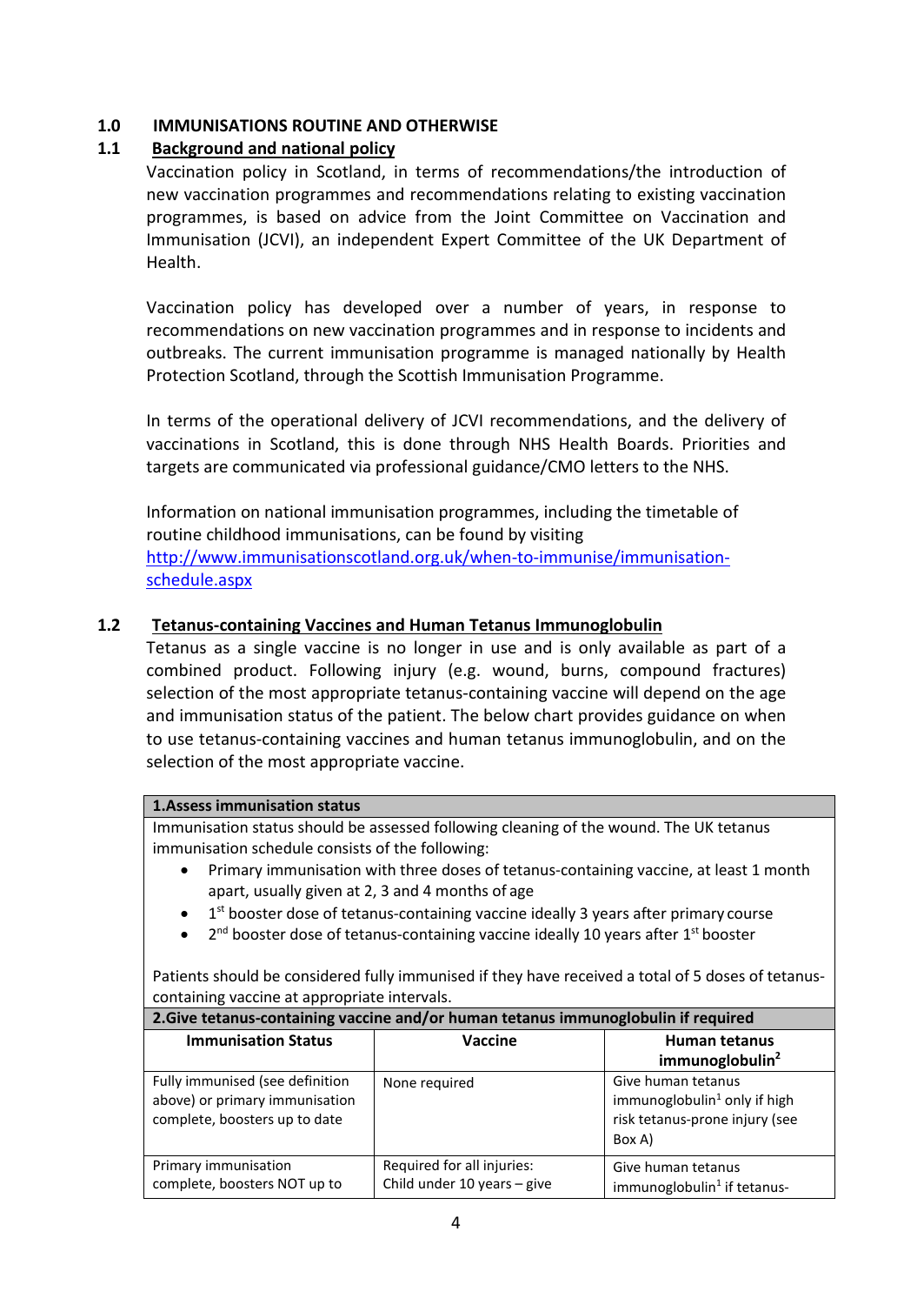## 1.0 IMMUNISATIONS ROUTINE AND OTHERWISE

### 1.1 Background and national policy

Vaccination policy in Scotland, in terms of recommendations/the introduction of new vaccination programmes and recommendations relating to existing vaccination programmes, is based on advice from the Joint Committee on Vaccination and Immunisation (JCVI), an independent Expert Committee of the UK Department of Health.

Vaccination policy has developed over a number of years, in response to recommendations on new vaccination programmes and in response to incidents and outbreaks. The current immunisation programme is managed nationally by Health Protection Scotland, through the Scottish Immunisation Programme.

In terms of the operational delivery of JCVI recommendations, and the delivery of vaccinations in Scotland, this is done through NHS Health Boards. Priorities and targets are communicated via professional guidance/CMO letters to the NHS.

Information on national immunisation programmes, including the timetable of routine childhood immunisations, can be found by visiting [http://www.immunisationscotland.org.uk/when-to-immunise/immunisation-schedule.aspx](http://www.immunisationscotland.org.uk/when-to-immunise/immunisation-schedule.aspx)

### 1.2 Tetanus-containing Vaccines and Human Tetanus Immunoglobulin

Tetanus as a single vaccine is no longer in use and is only available as part of a combined product. Following injury (e.g. wound, burns, compound fractures) selection of the most appropriate tetanus-containing vaccine will depend on the age and immunisation status of the patient. The below chart provides guidance on when to use tetanus-containing vaccines and human tetanus immunoglobulin, and on the selection of the most appropriate vaccine.

**1.Assess immunisation status**

Immunisation status should be assessed following cleaning of the wound. The UK tetanus immunisation schedule consists of the following:

- Primary immunisation with three doses of tetanus-containing vaccine, at least 1 month apart, usually given at 2, 3 and 4 months of age
- 1st booster dose of tetanus-containing vaccine ideally 3 years after primary course
- 2nd booster dose of tetanus-containing vaccine ideally 10 years after 1st booster

Patients should be considered fully immunised if they have received a total of 5 doses of tetanus-containing vaccine at appropriate intervals.

**2.Give tetanus-containing vaccine and/or human tetanus immunoglobulin if required**

| Immunisation Status | Vaccine | Human tetanus immunoglobulin[2] |
|---|---|---|
| Fully immunised (see definition above) or primary immunisation complete, boosters up to date | None required | Give human tetanus immunoglobulin[1] only if high risk tetanus-prone injury (see Box A) |
| Primary immunisation complete, boosters NOT up to | Required for all injuries: Child under 10 years – give | Give human tetanus immunoglobulin[1] if tetanus- |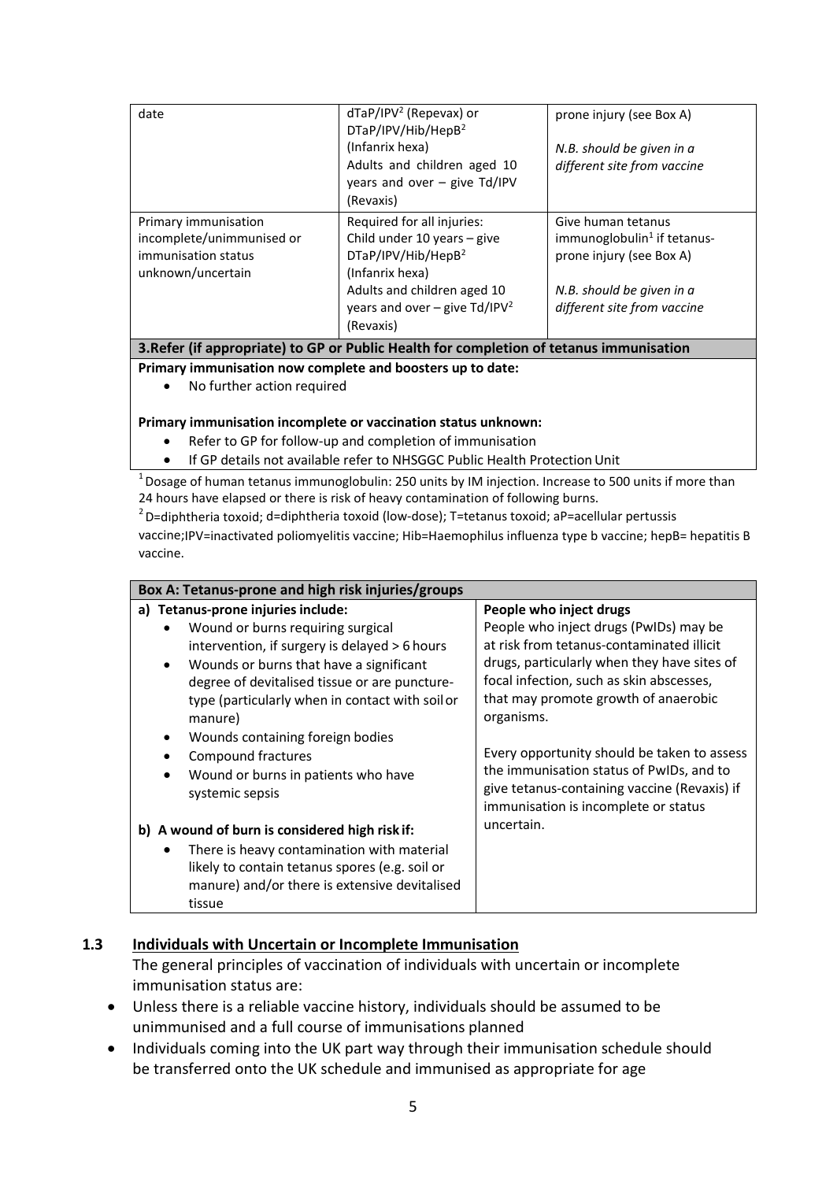| | | |
|---|---|---|
| date | dTaP/IPV[2] (Repevax) or DTaP/IPV/Hib/HepB[2] (Infanrix hexa)<br>Adults and children aged 10 years and over – give Td/IPV (Revaxis) | prone injury (see Box A)<br><br>*N.B. should be given in a different site from vaccine* |
| Primary immunisation incomplete/unimmunised or immunisation status unknown/uncertain | Required for all injuries:<br>Child under 10 years – give DTaP/IPV/Hib/HepB[2] (Infanrix hexa)<br>Adults and children aged 10 years and over – give Td/IPV[2] (Revaxis) | Give human tetanus immunoglobulin[1] if tetanus-prone injury (see Box A)<br><br>*N.B. should be given in a different site from vaccine* |

**3.Refer (if appropriate) to GP or Public Health for completion of tetanus immunisation**

**Primary immunisation now complete and boosters up to date:**

- No further action required

**Primary immunisation incomplete or vaccination status unknown:**

- Refer to GP for follow-up and completion of immunisation
- If GP details not available refer to NHSGGC Public Health Protection Unit

[1] Dosage of human tetanus immunoglobulin: 250 units by IM injection. Increase to 500 units if more than 24 hours have elapsed or there is risk of heavy contamination of following burns.

[2] D=diphtheria toxoid; d=diphtheria toxoid (low-dose); T=tetanus toxoid; aP=acellular pertussis vaccine;IPV=inactivated poliomyelitis vaccine; Hib=Haemophilus influenza type b vaccine; hepB= hepatitis B vaccine.

| Box A: Tetanus-prone and high risk injuries/groups | |
|---|---|
| **a) Tetanus-prone injuries include:**<br>• Wound or burns requiring surgical intervention, if surgery is delayed > 6 hours<br>• Wounds or burns that have a significant degree of devitalised tissue or are puncture-type (particularly when in contact with soil or manure)<br>• Wounds containing foreign bodies<br>• Compound fractures<br>• Wound or burns in patients who have systemic sepsis<br><br>**b) A wound of burn is considered high risk if:**<br>• There is heavy contamination with material likely to contain tetanus spores (e.g. soil or manure) and/or there is extensive devitalised tissue | **People who inject drugs**<br>People who inject drugs (PwIDs) may be at risk from tetanus-contaminated illicit drugs, particularly when they have sites of focal infection, such as skin abscesses, that may promote growth of anaerobic organisms.<br><br>Every opportunity should be taken to assess the immunisation status of PwIDs, and to give tetanus-containing vaccine (Revaxis) if immunisation is incomplete or status uncertain. |

### 1.3 Individuals with Uncertain or Incomplete Immunisation

The general principles of vaccination of individuals with uncertain or incomplete immunisation status are:

- Unless there is a reliable vaccine history, individuals should be assumed to be unimmunised and a full course of immunisations planned
- Individuals coming into the UK part way through their immunisation schedule should be transferred onto the UK schedule and immunised as appropriate for age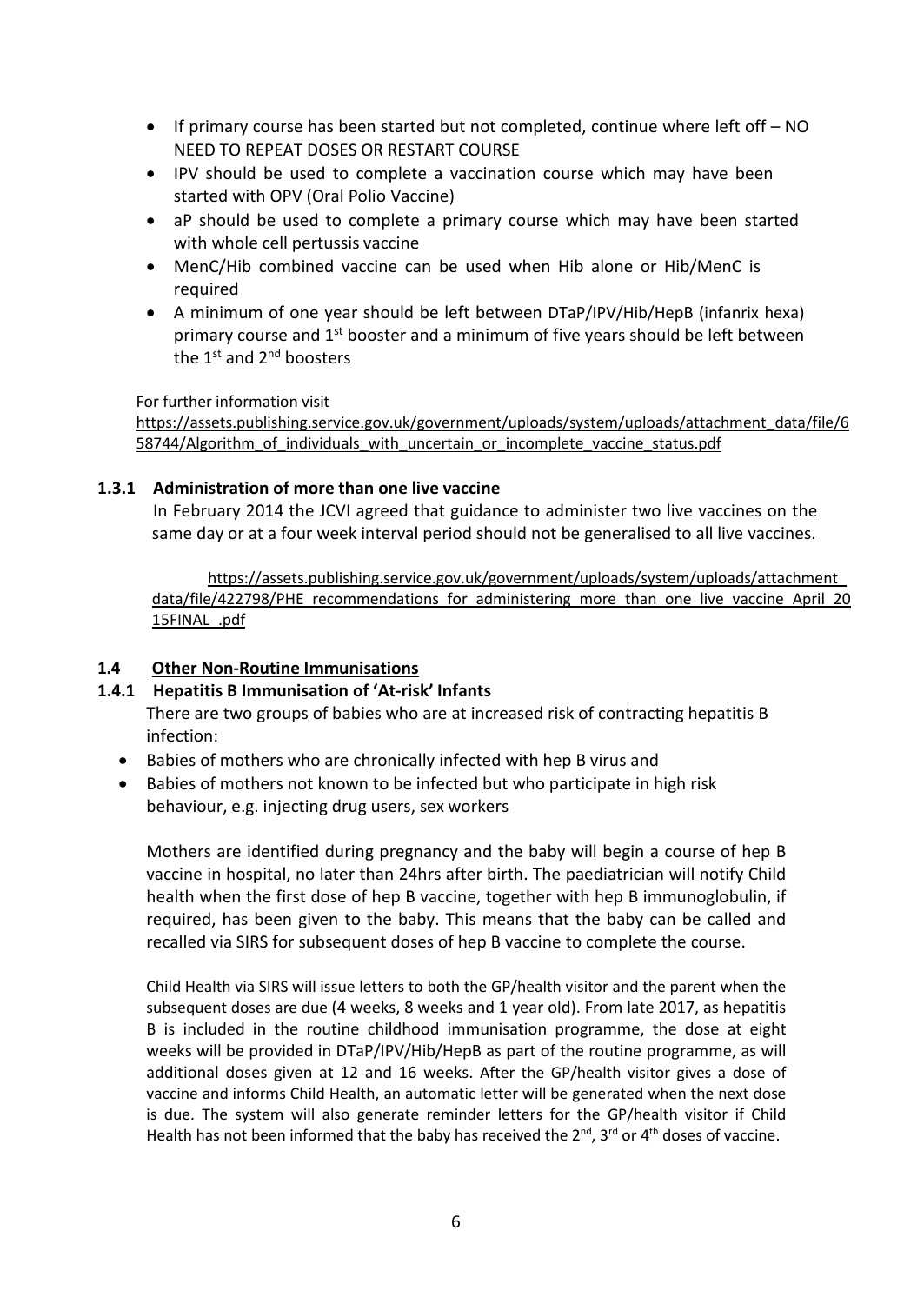- If primary course has been started but not completed, continue where left off – NO NEED TO REPEAT DOSES OR RESTART COURSE
- IPV should be used to complete a vaccination course which may have been started with OPV (Oral Polio Vaccine)
- aP should be used to complete a primary course which may have been started with whole cell pertussis vaccine
- MenC/Hib combined vaccine can be used when Hib alone or Hib/MenC is required
- A minimum of one year should be left between DTaP/IPV/Hib/HepB (infanrix hexa) primary course and 1st booster and a minimum of five years should be left between the 1st and 2nd boosters

For further information visit
https://assets.publishing.service.gov.uk/government/uploads/system/uploads/attachment_data/file/658744/Algorithm_of_individuals_with_uncertain_or_incomplete_vaccine_status.pdf

### 1.3.1 Administration of more than one live vaccine

In February 2014 the JCVI agreed that guidance to administer two live vaccines on the same day or at a four week interval period should not be generalised to all live vaccines.

https://assets.publishing.service.gov.uk/government/uploads/system/uploads/attachment_data/file/422798/PHE_recommendations_for_administering_more_than_one_live_vaccine_April_2015FINAL_.pdf

## 1.4 Other Non-Routine Immunisations

### 1.4.1 Hepatitis B Immunisation of 'At-risk' Infants

There are two groups of babies who are at increased risk of contracting hepatitis B infection:

- Babies of mothers who are chronically infected with hep B virus and
- Babies of mothers not known to be infected but who participate in high risk behaviour, e.g. injecting drug users, sex workers

Mothers are identified during pregnancy and the baby will begin a course of hep B vaccine in hospital, no later than 24hrs after birth. The paediatrician will notify Child health when the first dose of hep B vaccine, together with hep B immunoglobulin, if required, has been given to the baby. This means that the baby can be called and recalled via SIRS for subsequent doses of hep B vaccine to complete the course.

Child Health via SIRS will issue letters to both the GP/health visitor and the parent when the subsequent doses are due (4 weeks, 8 weeks and 1 year old). From late 2017, as hepatitis B is included in the routine childhood immunisation programme, the dose at eight weeks will be provided in DTaP/IPV/Hib/HepB as part of the routine programme, as will additional doses given at 12 and 16 weeks. After the GP/health visitor gives a dose of vaccine and informs Child Health, an automatic letter will be generated when the next dose is due. The system will also generate reminder letters for the GP/health visitor if Child Health has not been informed that the baby has received the 2nd, 3rd or 4th doses of vaccine.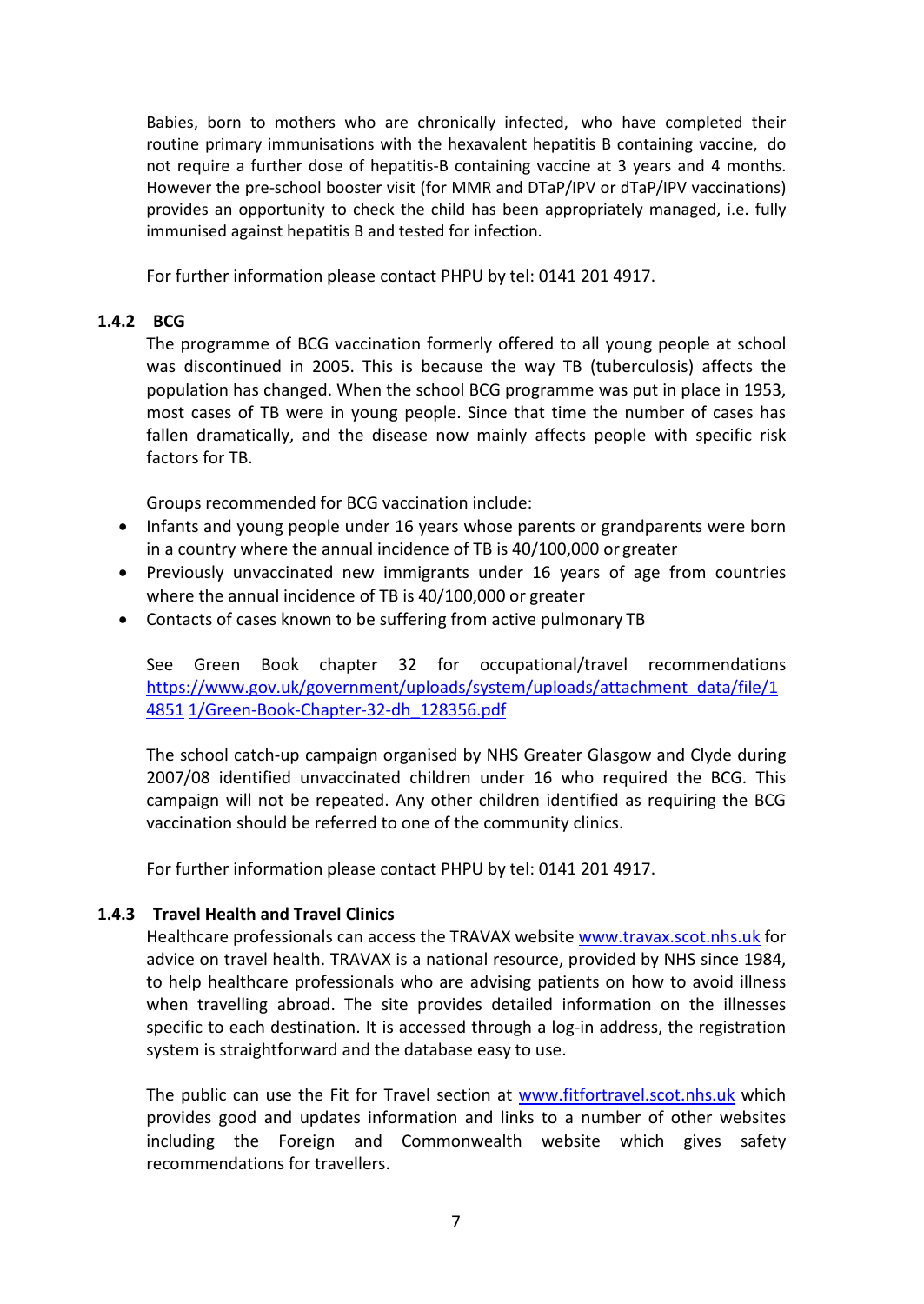Babies, born to mothers who are chronically infected, who have completed their routine primary immunisations with the hexavalent hepatitis B containing vaccine, do not require a further dose of hepatitis-B containing vaccine at 3 years and 4 months. However the pre-school booster visit (for MMR and DTaP/IPV or dTaP/IPV vaccinations) provides an opportunity to check the child has been appropriately managed, i.e. fully immunised against hepatitis B and tested for infection.

For further information please contact PHPU by tel: 0141 201 4917.

### 1.4.2 BCG

The programme of BCG vaccination formerly offered to all young people at school was discontinued in 2005. This is because the way TB (tuberculosis) affects the population has changed. When the school BCG programme was put in place in 1953, most cases of TB were in young people. Since that time the number of cases has fallen dramatically, and the disease now mainly affects people with specific risk factors for TB.

Groups recommended for BCG vaccination include:

- Infants and young people under 16 years whose parents or grandparents were born in a country where the annual incidence of TB is 40/100,000 or greater
- Previously unvaccinated new immigrants under 16 years of age from countries where the annual incidence of TB is 40/100,000 or greater
- Contacts of cases known to be suffering from active pulmonary TB

See Green Book chapter 32 for occupational/travel recommendations [https://www.gov.uk/government/uploads/system/uploads/attachment_data/file/14851 1/Green-Book-Chapter-32-dh_128356.pdf](https://www.gov.uk/government/uploads/system/uploads/attachment_data/file/148511/Green-Book-Chapter-32-dh_128356.pdf)

The school catch-up campaign organised by NHS Greater Glasgow and Clyde during 2007/08 identified unvaccinated children under 16 who required the BCG. This campaign will not be repeated. Any other children identified as requiring the BCG vaccination should be referred to one of the community clinics.

For further information please contact PHPU by tel: 0141 201 4917.

### 1.4.3 Travel Health and Travel Clinics

Healthcare professionals can access the TRAVAX website [www.travax.scot.nhs.uk](http://www.travax.scot.nhs.uk) for advice on travel health. TRAVAX is a national resource, provided by NHS since 1984, to help healthcare professionals who are advising patients on how to avoid illness when travelling abroad. The site provides detailed information on the illnesses specific to each destination. It is accessed through a log-in address, the registration system is straightforward and the database easy to use.

The public can use the Fit for Travel section at [www.fitfortravel.scot.nhs.uk](http://www.fitfortravel.scot.nhs.uk) which provides good and updates information and links to a number of other websites including the Foreign and Commonwealth website which gives safety recommendations for travellers.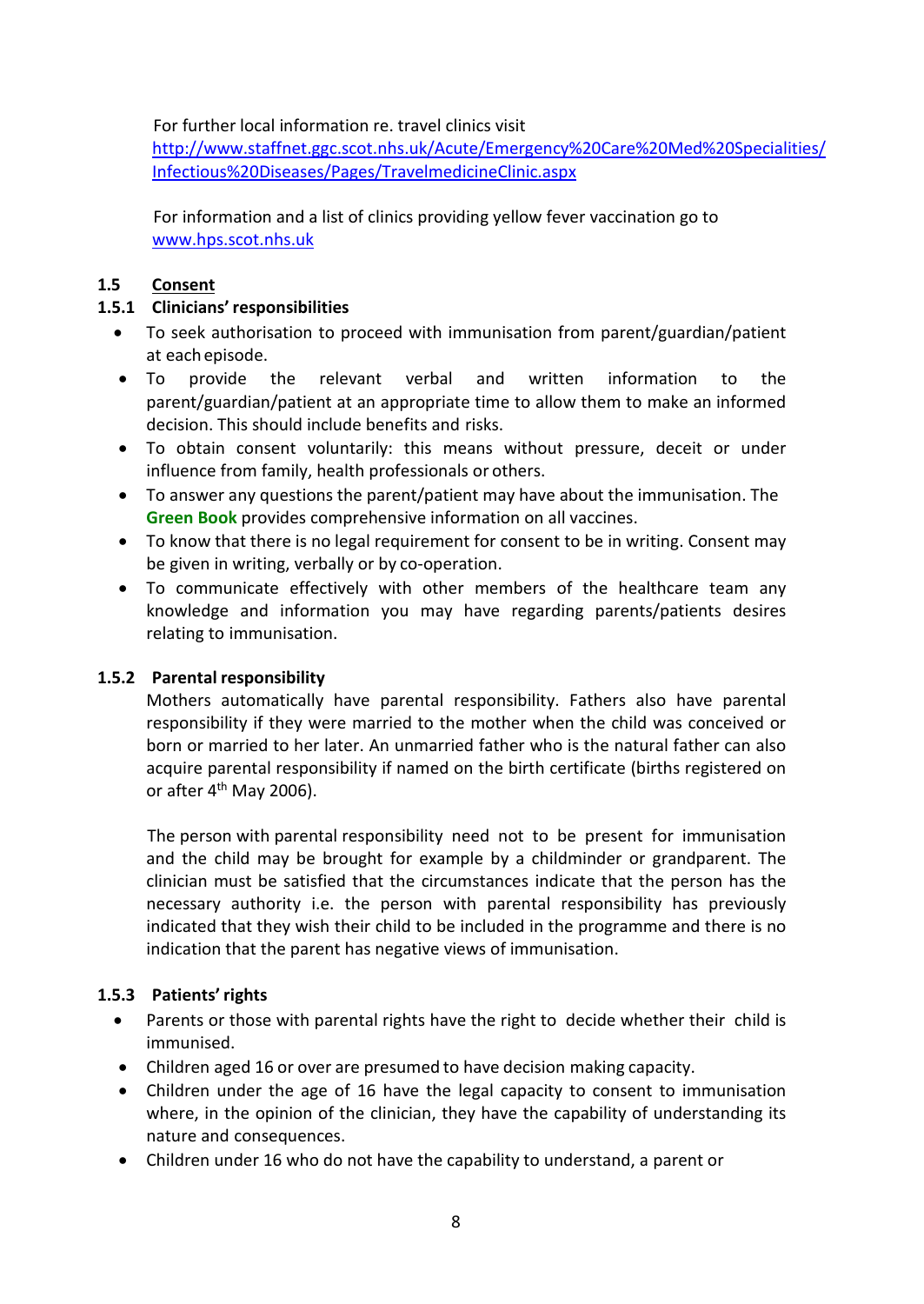For further local information re. travel clinics visit
[http://www.staffnet.ggc.scot.nhs.uk/Acute/Emergency%20Care%20Med%20Specialities/Infectious%20Diseases/Pages/TravelmedicineClinic.aspx](http://www.staffnet.ggc.scot.nhs.uk/Acute/Emergency%20Care%20Med%20Specialities/Infectious%20Diseases/Pages/TravelmedicineClinic.aspx)

For information and a list of clinics providing yellow fever vaccination go to [www.hps.scot.nhs.uk](http://www.hps.scot.nhs.uk)

## 1.5 Consent

### 1.5.1 Clinicians' responsibilities

- To seek authorisation to proceed with immunisation from parent/guardian/patient at each episode.
- To provide the relevant verbal and written information to the parent/guardian/patient at an appropriate time to allow them to make an informed decision. This should include benefits and risks.
- To obtain consent voluntarily: this means without pressure, deceit or under influence from family, health professionals or others.
- To answer any questions the parent/patient may have about the immunisation. The **Green Book** provides comprehensive information on all vaccines.
- To know that there is no legal requirement for consent to be in writing. Consent may be given in writing, verbally or by co-operation.
- To communicate effectively with other members of the healthcare team any knowledge and information you may have regarding parents/patients desires relating to immunisation.

### 1.5.2 Parental responsibility

Mothers automatically have parental responsibility. Fathers also have parental responsibility if they were married to the mother when the child was conceived or born or married to her later. An unmarried father who is the natural father can also acquire parental responsibility if named on the birth certificate (births registered on or after 4th May 2006).

The person with parental responsibility need not to be present for immunisation and the child may be brought for example by a childminder or grandparent. The clinician must be satisfied that the circumstances indicate that the person has the necessary authority i.e. the person with parental responsibility has previously indicated that they wish their child to be included in the programme and there is no indication that the parent has negative views of immunisation.

### 1.5.3 Patients' rights

- Parents or those with parental rights have the right to decide whether their child is immunised.
- Children aged 16 or over are presumed to have decision making capacity.
- Children under the age of 16 have the legal capacity to consent to immunisation where, in the opinion of the clinician, they have the capability of understanding its nature and consequences.
- Children under 16 who do not have the capability to understand, a parent or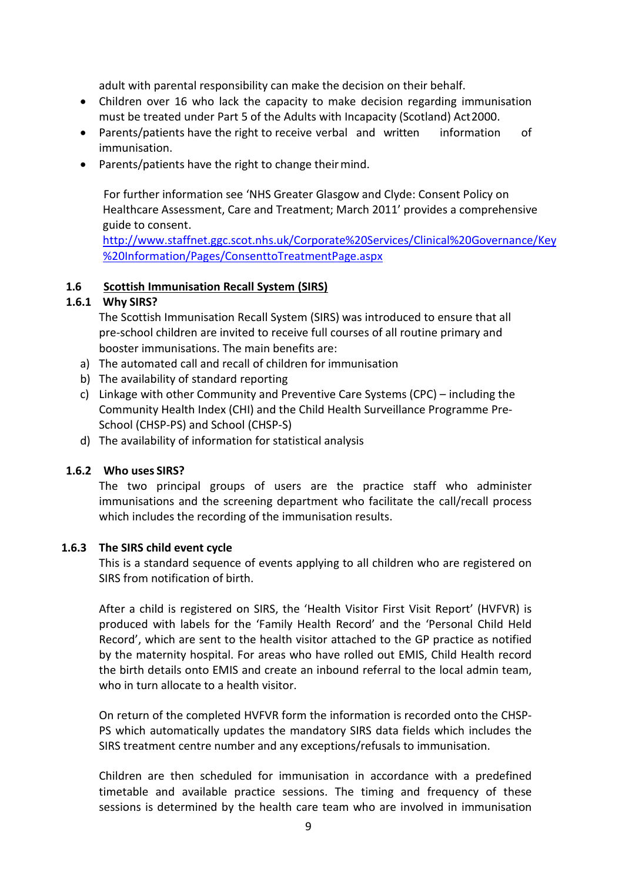adult with parental responsibility can make the decision on their behalf.

- Children over 16 who lack the capacity to make decision regarding immunisation must be treated under Part 5 of the Adults with Incapacity (Scotland) Act 2000.
- Parents/patients have the right to receive verbal and written information of immunisation.
- Parents/patients have the right to change their mind.

For further information see 'NHS Greater Glasgow and Clyde: Consent Policy on Healthcare Assessment, Care and Treatment; March 2011' provides a comprehensive guide to consent.
[http://www.staffnet.ggc.scot.nhs.uk/Corporate%20Services/Clinical%20Governance/Key%20Information/Pages/ConsenttoTreatmentPage.aspx](http://www.staffnet.ggc.scot.nhs.uk/Corporate%20Services/Clinical%20Governance/Key%20Information/Pages/ConsenttoTreatmentPage.aspx)

## 1.6 Scottish Immunisation Recall System (SIRS)

### 1.6.1 Why SIRS?

The Scottish Immunisation Recall System (SIRS) was introduced to ensure that all pre-school children are invited to receive full courses of all routine primary and booster immunisations. The main benefits are:

a) The automated call and recall of children for immunisation
b) The availability of standard reporting
c) Linkage with other Community and Preventive Care Systems (CPC) – including the Community Health Index (CHI) and the Child Health Surveillance Programme Pre-School (CHSP-PS) and School (CHSP-S)
d) The availability of information for statistical analysis

### 1.6.2 Who uses SIRS?

The two principal groups of users are the practice staff who administer immunisations and the screening department who facilitate the call/recall process which includes the recording of the immunisation results.

### 1.6.3 The SIRS child event cycle

This is a standard sequence of events applying to all children who are registered on SIRS from notification of birth.

After a child is registered on SIRS, the 'Health Visitor First Visit Report' (HVFVR) is produced with labels for the 'Family Health Record' and the 'Personal Child Held Record', which are sent to the health visitor attached to the GP practice as notified by the maternity hospital. For areas who have rolled out EMIS, Child Health record the birth details onto EMIS and create an inbound referral to the local admin team, who in turn allocate to a health visitor.

On return of the completed HVFVR form the information is recorded onto the CHSP-PS which automatically updates the mandatory SIRS data fields which includes the SIRS treatment centre number and any exceptions/refusals to immunisation.

Children are then scheduled for immunisation in accordance with a predefined timetable and available practice sessions. The timing and frequency of these sessions is determined by the health care team who are involved in immunisation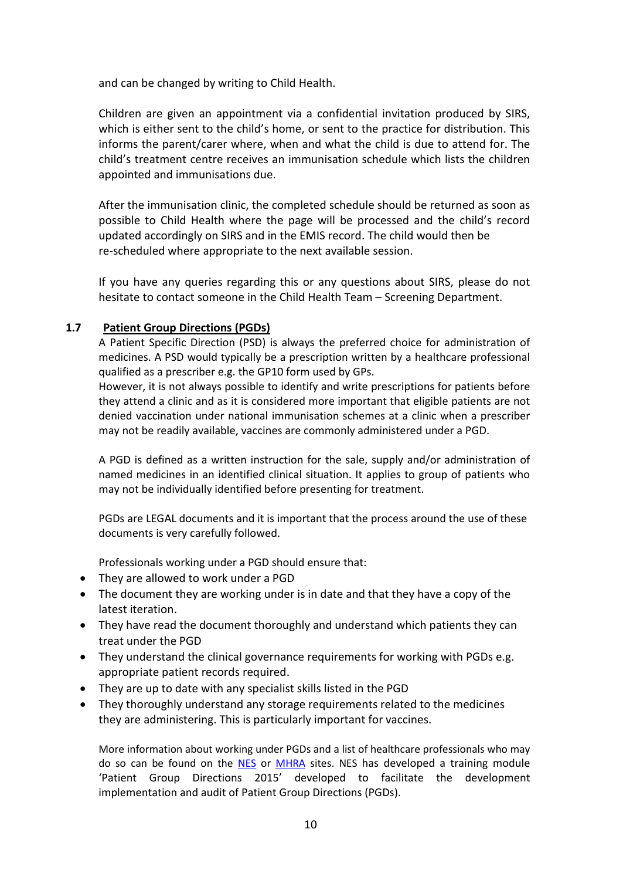and can be changed by writing to Child Health.

Children are given an appointment via a confidential invitation produced by SIRS, which is either sent to the child's home, or sent to the practice for distribution. This informs the parent/carer where, when and what the child is due to attend for. The child's treatment centre receives an immunisation schedule which lists the children appointed and immunisations due.

After the immunisation clinic, the completed schedule should be returned as soon as possible to Child Health where the page will be processed and the child's record updated accordingly on SIRS and in the EMIS record. The child would then be re-scheduled where appropriate to the next available session.

If you have any queries regarding this or any questions about SIRS, please do not hesitate to contact someone in the Child Health Team – Screening Department.

## 1.7 Patient Group Directions (PGDs)

A Patient Specific Direction (PSD) is always the preferred choice for administration of medicines. A PSD would typically be a prescription written by a healthcare professional qualified as a prescriber e.g. the GP10 form used by GPs.

However, it is not always possible to identify and write prescriptions for patients before they attend a clinic and as it is considered more important that eligible patients are not denied vaccination under national immunisation schemes at a clinic when a prescriber may not be readily available, vaccines are commonly administered under a PGD.

A PGD is defined as a written instruction for the sale, supply and/or administration of named medicines in an identified clinical situation. It applies to group of patients who may not be individually identified before presenting for treatment.

PGDs are LEGAL documents and it is important that the process around the use of these documents is very carefully followed.

Professionals working under a PGD should ensure that:

- They are allowed to work under a PGD
- The document they are working under is in date and that they have a copy of the latest iteration.
- They have read the document thoroughly and understand which patients they can treat under the PGD
- They understand the clinical governance requirements for working with PGDs e.g. appropriate patient records required.
- They are up to date with any specialist skills listed in the PGD
- They thoroughly understand any storage requirements related to the medicines they are administering. This is particularly important for vaccines.

More information about working under PGDs and a list of healthcare professionals who may do so can be found on the NES or MHRA sites. NES has developed a training module 'Patient Group Directions 2015' developed to facilitate the development implementation and audit of Patient Group Directions (PGDs).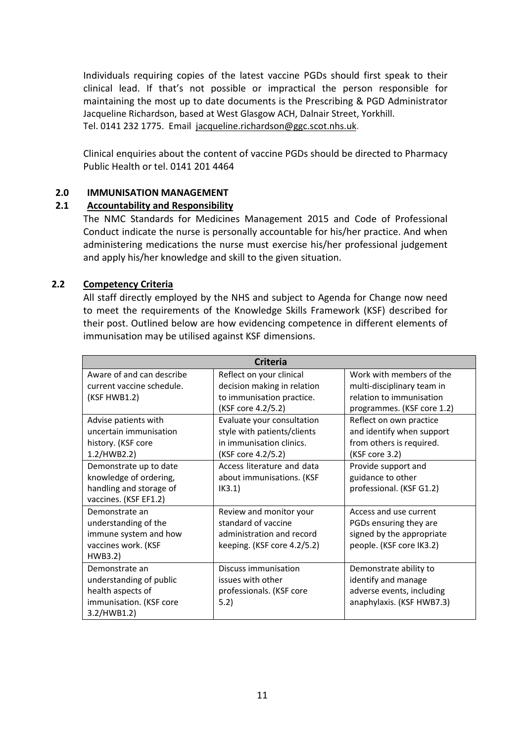Individuals requiring copies of the latest vaccine PGDs should first speak to their clinical lead. If that's not possible or impractical the person responsible for maintaining the most up to date documents is the Prescribing & PGD Administrator Jacqueline Richardson, based at West Glasgow ACH, Dalnair Street, Yorkhill. Tel. 0141 232 1775. Email jacqueline.richardson@ggc.scot.nhs.uk.

Clinical enquiries about the content of vaccine PGDs should be directed to Pharmacy Public Health or tel. 0141 201 4464

## 2.0 IMMUNISATION MANAGEMENT

### 2.1 Accountability and Responsibility

The NMC Standards for Medicines Management 2015 and Code of Professional Conduct indicate the nurse is personally accountable for his/her practice. And when administering medications the nurse must exercise his/her professional judgement and apply his/her knowledge and skill to the given situation.

### 2.2 Competency Criteria

All staff directly employed by the NHS and subject to Agenda for Change now need to meet the requirements of the Knowledge Skills Framework (KSF) described for their post. Outlined below are how evidencing competence in different elements of immunisation may be utilised against KSF dimensions.

| Criteria | | |
|---|---|---|
| Aware of and can describe current vaccine schedule. (KSF HWB1.2) | Reflect on your clinical decision making in relation to immunisation practice. (KSF core 4.2/5.2) | Work with members of the multi-disciplinary team in relation to immunisation programmes. (KSF core 1.2) |
| Advise patients with uncertain immunisation history. (KSF core 1.2/HWB2.2) | Evaluate your consultation style with patients/clients in immunisation clinics. (KSF core 4.2/5.2) | Reflect on own practice and identify when support from others is required. (KSF core 3.2) |
| Demonstrate up to date knowledge of ordering, handling and storage of vaccines. (KSF EF1.2) | Access literature and data about immunisations. (KSF IK3.1) | Provide support and guidance to other professional. (KSF G1.2) |
| Demonstrate an understanding of the immune system and how vaccines work. (KSF HWB3.2) | Review and monitor your standard of vaccine administration and record keeping. (KSF core 4.2/5.2) | Access and use current PGDs ensuring they are signed by the appropriate people. (KSF core IK3.2) |
| Demonstrate an understanding of public health aspects of immunisation. (KSF core 3.2/HWB1.2) | Discuss immunisation issues with other professionals. (KSF core 5.2) | Demonstrate ability to identify and manage adverse events, including anaphylaxis. (KSF HWB7.3) |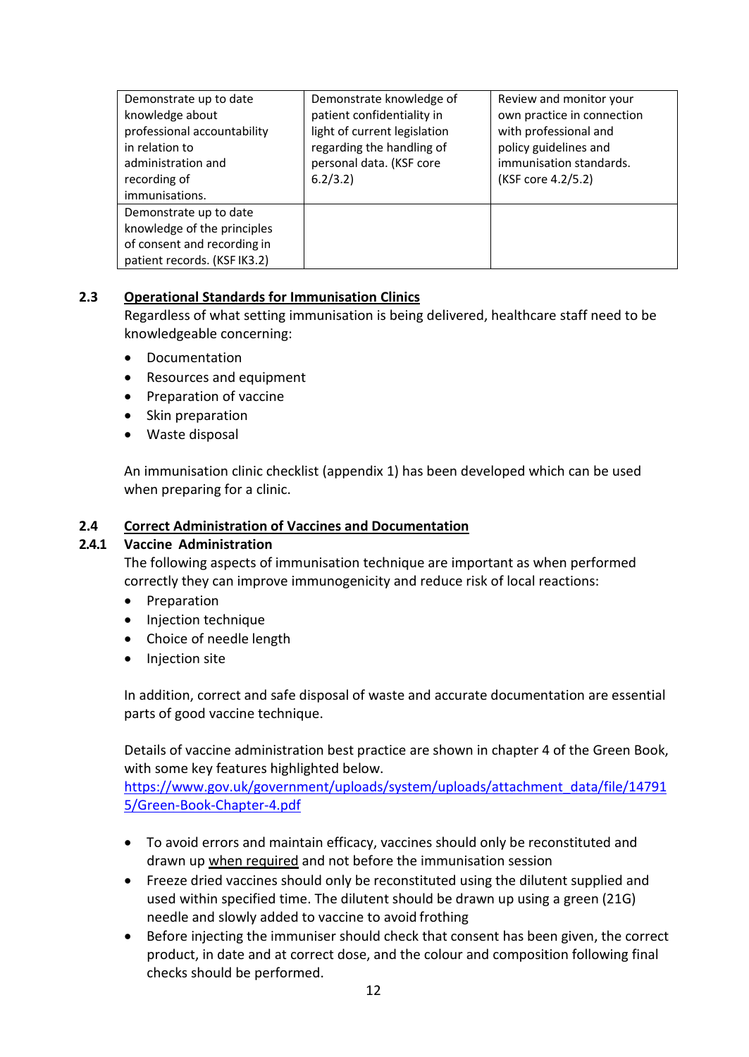| | | |
|---|---|---|
| Demonstrate up to date knowledge about professional accountability in relation to administration and recording of immunisations. | Demonstrate knowledge of patient confidentiality in light of current legislation regarding the handling of personal data. (KSF core 6.2/3.2) | Review and monitor your own practice in connection with professional and policy guidelines and immunisation standards. (KSF core 4.2/5.2) |
| Demonstrate up to date knowledge of the principles of consent and recording in patient records. (KSF IK3.2) | | |

## 2.3 Operational Standards for Immunisation Clinics

Regardless of what setting immunisation is being delivered, healthcare staff need to be knowledgeable concerning:

- Documentation
- Resources and equipment
- Preparation of vaccine
- Skin preparation
- Waste disposal

An immunisation clinic checklist (appendix 1) has been developed which can be used when preparing for a clinic.

## 2.4 Correct Administration of Vaccines and Documentation

### 2.4.1 Vaccine Administration

The following aspects of immunisation technique are important as when performed correctly they can improve immunogenicity and reduce risk of local reactions:

- Preparation
- Injection technique
- Choice of needle length
- Injection site

In addition, correct and safe disposal of waste and accurate documentation are essential parts of good vaccine technique.

Details of vaccine administration best practice are shown in chapter 4 of the Green Book, with some key features highlighted below.
https://www.gov.uk/government/uploads/system/uploads/attachment_data/file/147915/Green-Book-Chapter-4.pdf

- To avoid errors and maintain efficacy, vaccines should only be reconstituted and drawn up when required and not before the immunisation session
- Freeze dried vaccines should only be reconstituted using the dilutent supplied and used within specified time. The dilutent should be drawn up using a green (21G) needle and slowly added to vaccine to avoid frothing
- Before injecting the immuniser should check that consent has been given, the correct product, in date and at correct dose, and the colour and composition following final checks should be performed.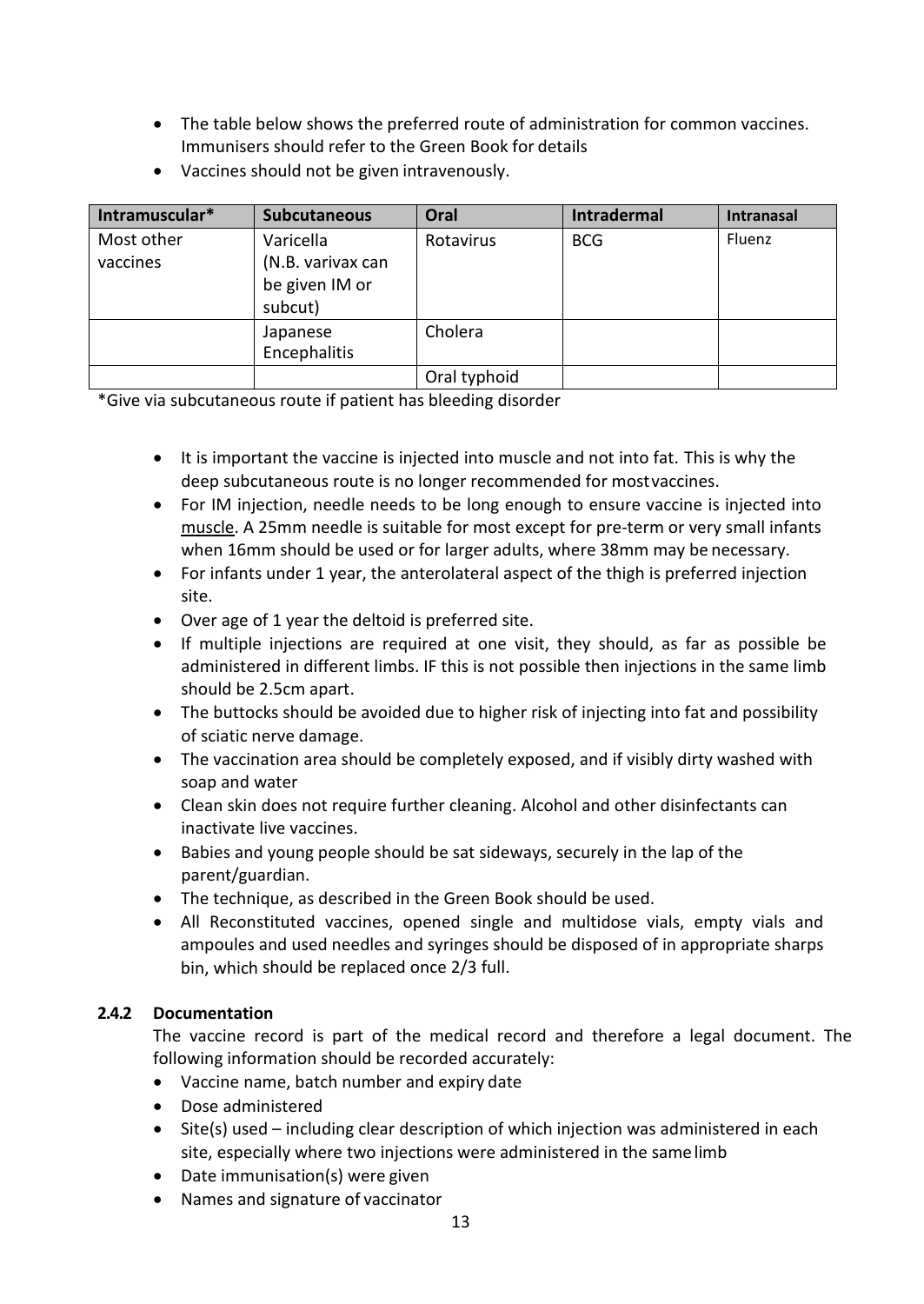- The table below shows the preferred route of administration for common vaccines. Immunisers should refer to the Green Book for details
- Vaccines should not be given intravenously.

| Intramuscular* | Subcutaneous | Oral | Intradermal | Intranasal |
|---|---|---|---|---|
| Most other vaccines | Varicella (N.B. varivax can be given IM or subcut) | Rotavirus | BCG | Fluenz |
| | Japanese Encephalitis | Cholera | | |
| | | Oral typhoid | | |

*Give via subcutaneous route if patient has bleeding disorder

- It is important the vaccine is injected into muscle and not into fat. This is why the deep subcutaneous route is no longer recommended for most vaccines.
- For IM injection, needle needs to be long enough to ensure vaccine is injected into <u>muscle</u>. A 25mm needle is suitable for most except for pre-term or very small infants when 16mm should be used or for larger adults, where 38mm may be necessary.
- For infants under 1 year, the anterolateral aspect of the thigh is preferred injection site.
- Over age of 1 year the deltoid is preferred site.
- If multiple injections are required at one visit, they should, as far as possible be administered in different limbs. IF this is not possible then injections in the same limb should be 2.5cm apart.
- The buttocks should be avoided due to higher risk of injecting into fat and possibility of sciatic nerve damage.
- The vaccination area should be completely exposed, and if visibly dirty washed with soap and water
- Clean skin does not require further cleaning. Alcohol and other disinfectants can inactivate live vaccines.
- Babies and young people should be sat sideways, securely in the lap of the parent/guardian.
- The technique, as described in the Green Book should be used.
- All Reconstituted vaccines, opened single and multidose vials, empty vials and ampoules and used needles and syringes should be disposed of in appropriate sharps bin, which should be replaced once 2/3 full.

### 2.4.2 Documentation

The vaccine record is part of the medical record and therefore a legal document. The following information should be recorded accurately:

- Vaccine name, batch number and expiry date
- Dose administered
- Site(s) used – including clear description of which injection was administered in each site, especially where two injections were administered in the same limb
- Date immunisation(s) were given
- Names and signature of vaccinator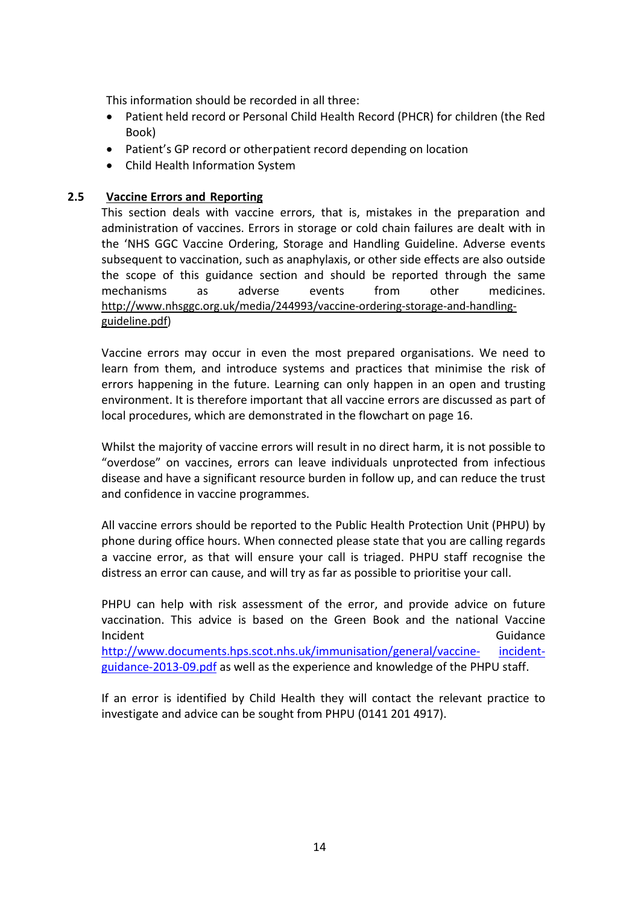This information should be recorded in all three:

- Patient held record or Personal Child Health Record (PHCR) for children (the Red Book)
- Patient's GP record or otherpatient record depending on location
- Child Health Information System

### 2.5 Vaccine Errors and Reporting

This section deals with vaccine errors, that is, mistakes in the preparation and administration of vaccines. Errors in storage or cold chain failures are dealt with in the 'NHS GGC Vaccine Ordering, Storage and Handling Guideline. Adverse events subsequent to vaccination, such as anaphylaxis, or other side effects are also outside the scope of this guidance section and should be reported through the same mechanisms as adverse events from other medicines. http://www.nhsggc.org.uk/media/244993/vaccine-ordering-storage-and-handling-guideline.pdf)

Vaccine errors may occur in even the most prepared organisations. We need to learn from them, and introduce systems and practices that minimise the risk of errors happening in the future. Learning can only happen in an open and trusting environment. It is therefore important that all vaccine errors are discussed as part of local procedures, which are demonstrated in the flowchart on page 16.

Whilst the majority of vaccine errors will result in no direct harm, it is not possible to "overdose" on vaccines, errors can leave individuals unprotected from infectious disease and have a significant resource burden in follow up, and can reduce the trust and confidence in vaccine programmes.

All vaccine errors should be reported to the Public Health Protection Unit (PHPU) by phone during office hours. When connected please state that you are calling regards a vaccine error, as that will ensure your call is triaged. PHPU staff recognise the distress an error can cause, and will try as far as possible to prioritise your call.

PHPU can help with risk assessment of the error, and provide advice on future vaccination. This advice is based on the Green Book and the national Vaccine Incident Guidance http://www.documents.hps.scot.nhs.uk/immunisation/general/vaccine-incident-guidance-2013-09.pdf as well as the experience and knowledge of the PHPU staff.

If an error is identified by Child Health they will contact the relevant practice to investigate and advice can be sought from PHPU (0141 201 4917).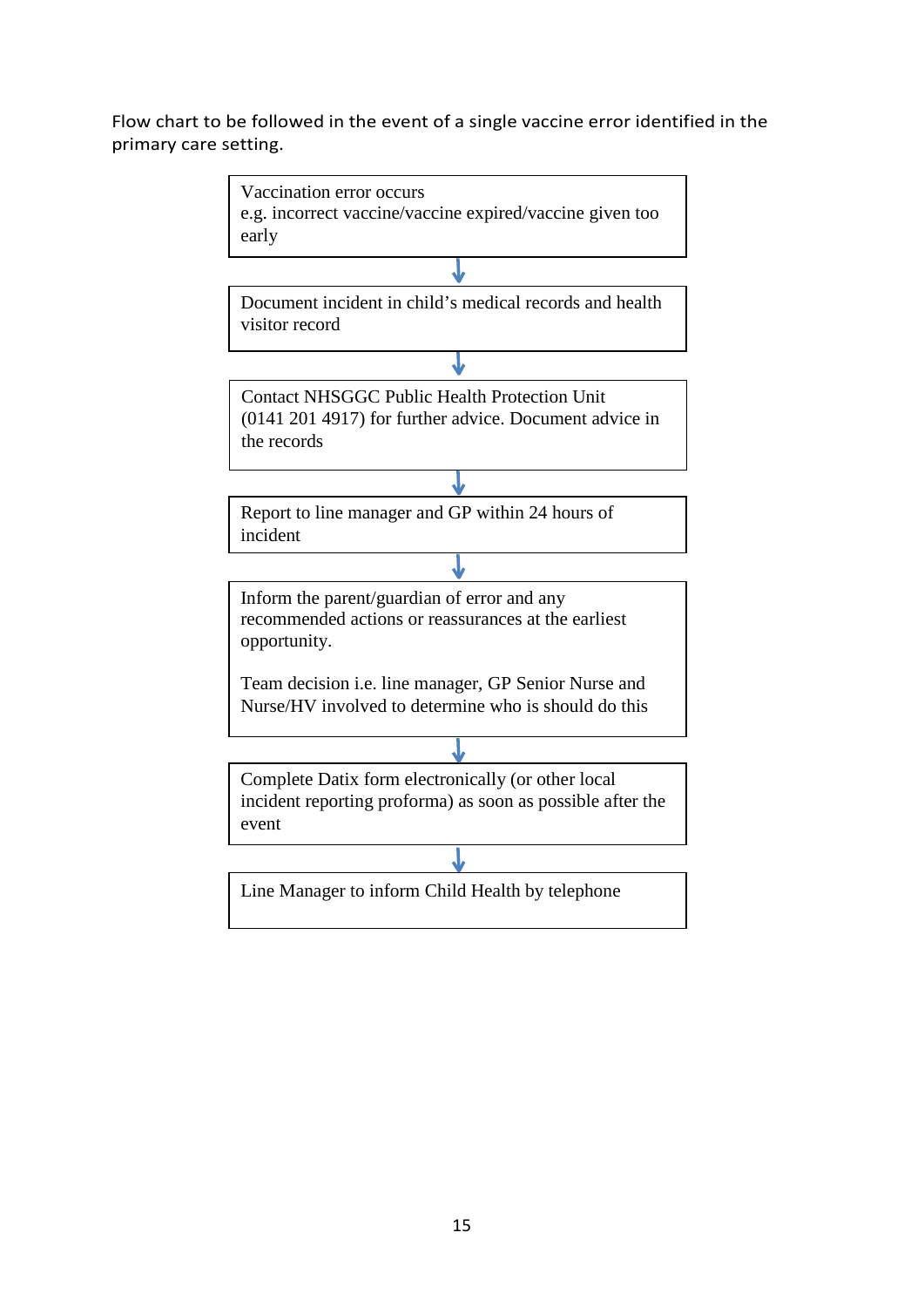Flow chart to be followed in the event of a single vaccine error identified in the primary care setting.

Vaccination error occurs
e.g. incorrect vaccine/vaccine expired/vaccine given too early

↓

Document incident in child's medical records and health visitor record

↓

Contact NHSGGC Public Health Protection Unit (0141 201 4917) for further advice. Document advice in the records

↓

Report to line manager and GP within 24 hours of incident

↓

Inform the parent/guardian of error and any recommended actions or reassurances at the earliest opportunity.

Team decision i.e. line manager, GP Senior Nurse and Nurse/HV involved to determine who is should do this

↓

Complete Datix form electronically (or other local incident reporting proforma) as soon as possible after the event

↓

Line Manager to inform Child Health by telephone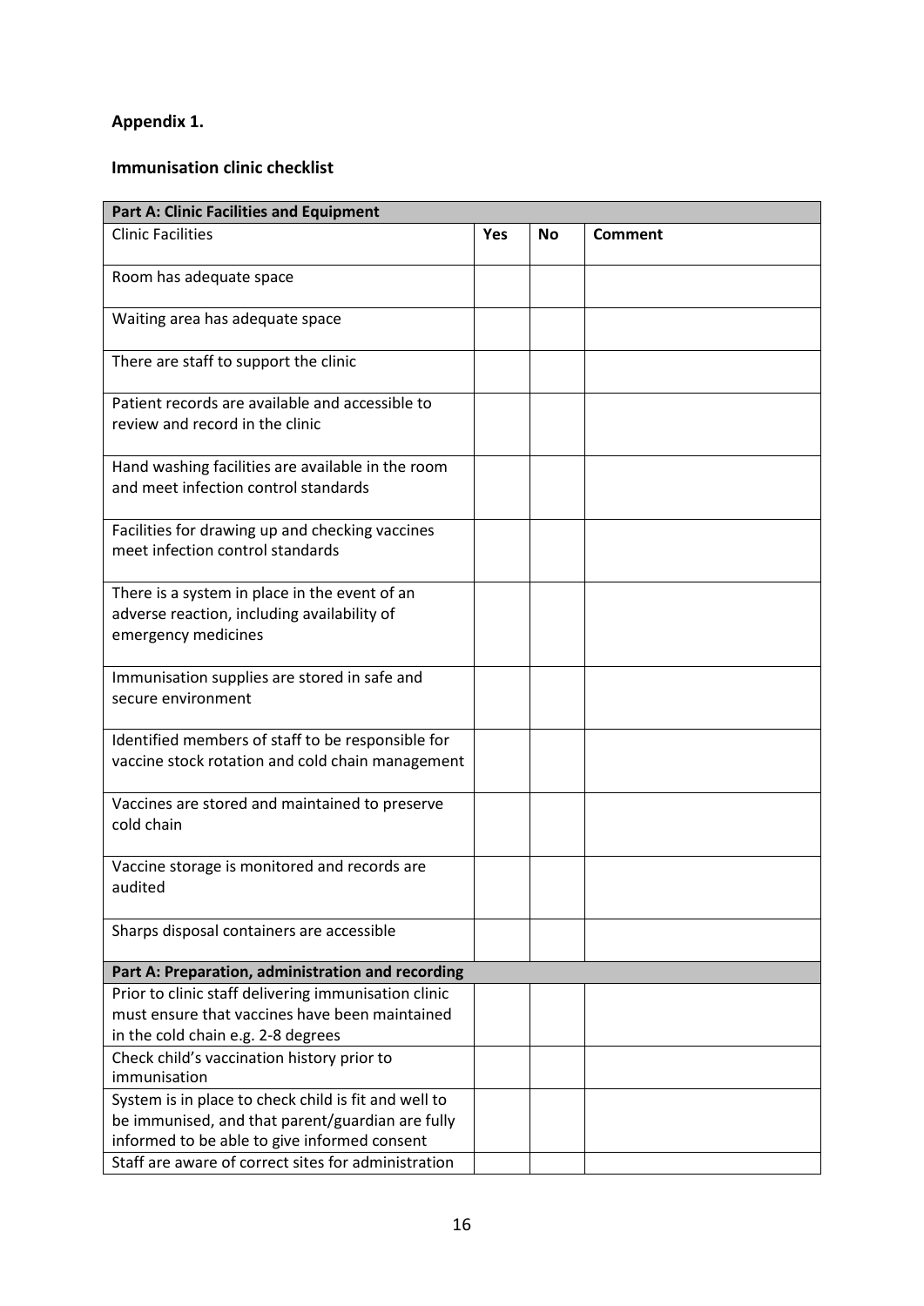**Appendix 1.**

**Immunisation clinic checklist**

| **Part A: Clinic Facilities and Equipment** | | | |
|---|---|---|---|
| Clinic Facilities | **Yes** | **No** | **Comment** |
| Room has adequate space | | | |
| Waiting area has adequate space | | | |
| There are staff to support the clinic | | | |
| Patient records are available and accessible to review and record in the clinic | | | |
| Hand washing facilities are available in the room and meet infection control standards | | | |
| Facilities for drawing up and checking vaccines meet infection control standards | | | |
| There is a system in place in the event of an adverse reaction, including availability of emergency medicines | | | |
| Immunisation supplies are stored in safe and secure environment | | | |
| Identified members of staff to be responsible for vaccine stock rotation and cold chain management | | | |
| Vaccines are stored and maintained to preserve cold chain | | | |
| Vaccine storage is monitored and records are audited | | | |
| Sharps disposal containers are accessible | | | |
| **Part A: Preparation, administration and recording** | | | |
| Prior to clinic staff delivering immunisation clinic must ensure that vaccines have been maintained in the cold chain e.g. 2-8 degrees | | | |
| Check child's vaccination history prior to immunisation | | | |
| System is in place to check child is fit and well to be immunised, and that parent/guardian are fully informed to be able to give informed consent | | | |
| Staff are aware of correct sites for administration | | | |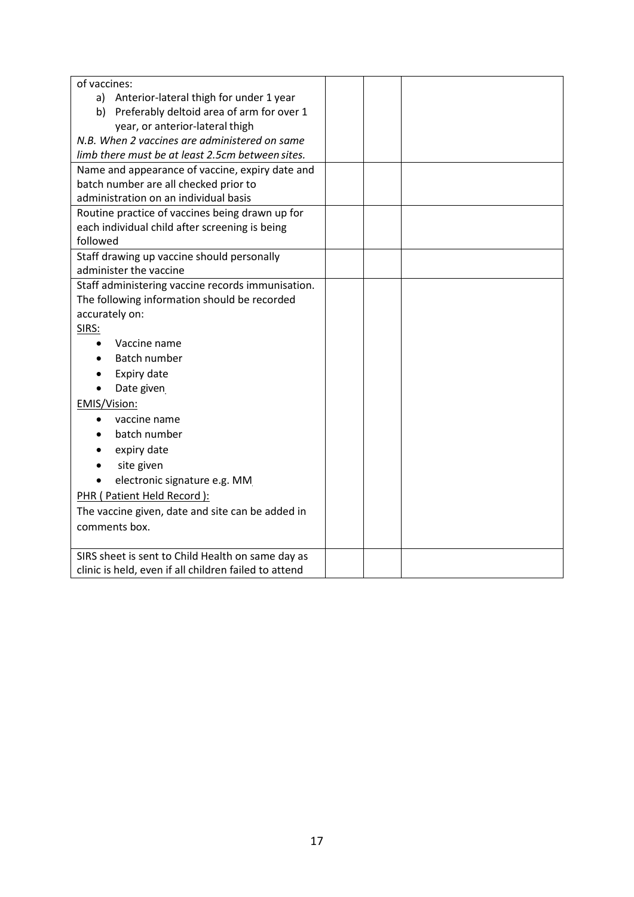| | | | |
|---|---|---|---|
| of vaccines:<br>a) Anterior-lateral thigh for under 1 year<br>b) Preferably deltoid area of arm for over 1 year, or anterior-lateral thigh<br>*N.B. When 2 vaccines are administered on same limb there must be at least 2.5cm between sites.* | | | |
| Name and appearance of vaccine, expiry date and batch number are all checked prior to administration on an individual basis | | | |
| Routine practice of vaccines being drawn up for each individual child after screening is being followed | | | |
| Staff drawing up vaccine should personally administer the vaccine | | | |
| Staff administering vaccine records immunisation. The following information should be recorded accurately on:<br>SIRS:<br>• Vaccine name<br>• Batch number<br>• Expiry date<br>• Date given<br>EMIS/Vision:<br>• vaccine name<br>• batch number<br>• expiry date<br>• site given<br>• electronic signature e.g. MM<br>PHR ( Patient Held Record ):<br>The vaccine given, date and site can be added in comments box. | | | |
| SIRS sheet is sent to Child Health on same day as clinic is held, even if all children failed to attend | | | |